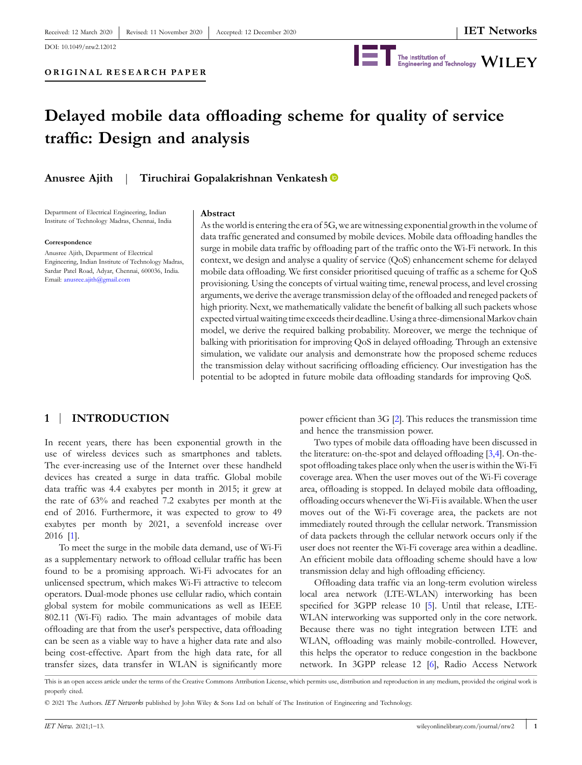Received: 12 March 2020 | Revised: 11 November 2020 | Accepted: 12 December 2020

DOI: 10.1049/ntw2.12012

**ORIGINAL RESEARCH PAPER**

# Delayed mobile data offloading scheme for quality of service traffic: Design and analysis

**Anusree Ajith** | **Tiruchirai Gopalakrishnan Venkatesh**

Department of Electrical Engineering, Indian Institute of Technology Madras, Chennai, India

**Correspondence**

Anusree Ajith, Department of Electrical Engineering, Indian Institute of Technology Madras, Sardar Patel Road, Adyar, Chennai, 600036, India.
Email: anusree.ajith@gmail.com

**Abstract**

As the world is entering the era of 5G, we are witnessing exponential growth in the volume of data traffic generated and consumed by mobile devices. Mobile data offloading handles the surge in mobile data traffic by offloading part of the traffic onto the Wi-Fi network. In this context, we design and analyse a quality of service (QoS) enhancement scheme for delayed mobile data offloading. We first consider prioritised queuing of traffic as a scheme for QoS provisioning. Using the concepts of virtual waiting time, renewal process, and level crossing arguments, we derive the average transmission delay of the offloaded and reneged packets of high priority. Next, we mathematically validate the benefit of balking all such packets whose expected virtual waiting time exceeds their deadline. Using a three-dimensional Markov chain model, we derive the required balking probability. Moreover, we merge the technique of balking with prioritisation for improving QoS in delayed offloading. Through an extensive simulation, we validate our analysis and demonstrate how the proposed scheme reduces the transmission delay without sacrificing offloading efficiency. Our investigation has the potential to be adopted in future mobile data offloading standards for improving QoS.

## 1 | INTRODUCTION

In recent years, there has been exponential growth in the use of wireless devices such as smartphones and tablets. The ever-increasing use of the Internet over these handheld devices has created a surge in data traffic. Global mobile data traffic was 4.4 exabytes per month in 2015; it grew at the rate of 63% and reached 7.2 exabytes per month at the end of 2016. Furthermore, it was expected to grow to 49 exabytes per month by 2021, a sevenfold increase over 2016 [1].

To meet the surge in the mobile data demand, use of Wi-Fi as a supplementary network to offload cellular traffic has been found to be a promising approach. Wi-Fi advocates for an unlicensed spectrum, which makes Wi-Fi attractive to telecom operators. Dual-mode phones use cellular radio, which contain global system for mobile communications as well as IEEE 802.11 (Wi-Fi) radio. The main advantages of mobile data offloading are that from the user's perspective, data offloading can be seen as a viable way to have a higher data rate and also being cost-effective. Apart from the high data rate, for all transfer sizes, data transfer in WLAN is significantly more power efficient than 3G [2]. This reduces the transmission time and hence the transmission power.

Two types of mobile data offloading have been discussed in the literature: on-the-spot and delayed offloading [3,4]. On-the-spot offloading takes place only when the user is within the Wi-Fi coverage area. When the user moves out of the Wi-Fi coverage area, offloading is stopped. In delayed mobile data offloading, offloading occurs whenever the Wi-Fi is available. When the user moves out of the Wi-Fi coverage area, the packets are not immediately routed through the cellular network. Transmission of data packets through the cellular network occurs only if the user does not reenter the Wi-Fi coverage area within a deadline. An efficient mobile data offloading scheme should have a low transmission delay and high offloading efficiency.

Offloading data traffic via an long-term evolution wireless local area network (LTE-WLAN) interworking has been specified for 3GPP release 10 [5]. Until that release, LTE-WLAN interworking was supported only in the core network. Because there was no tight integration between LTE and WLAN, offloading was mainly mobile-controlled. However, this helps the operator to reduce congestion in the backbone network. In 3GPP release 12 [6], Radio Access Network

This is an open access article under the terms of the Creative Commons Attribution License, which permits use, distribution and reproduction in any medium, provided the original work is properly cited.

© 2021 The Authors. *IET Networks* published by John Wiley & Sons Ltd on behalf of The Institution of Engineering and Technology.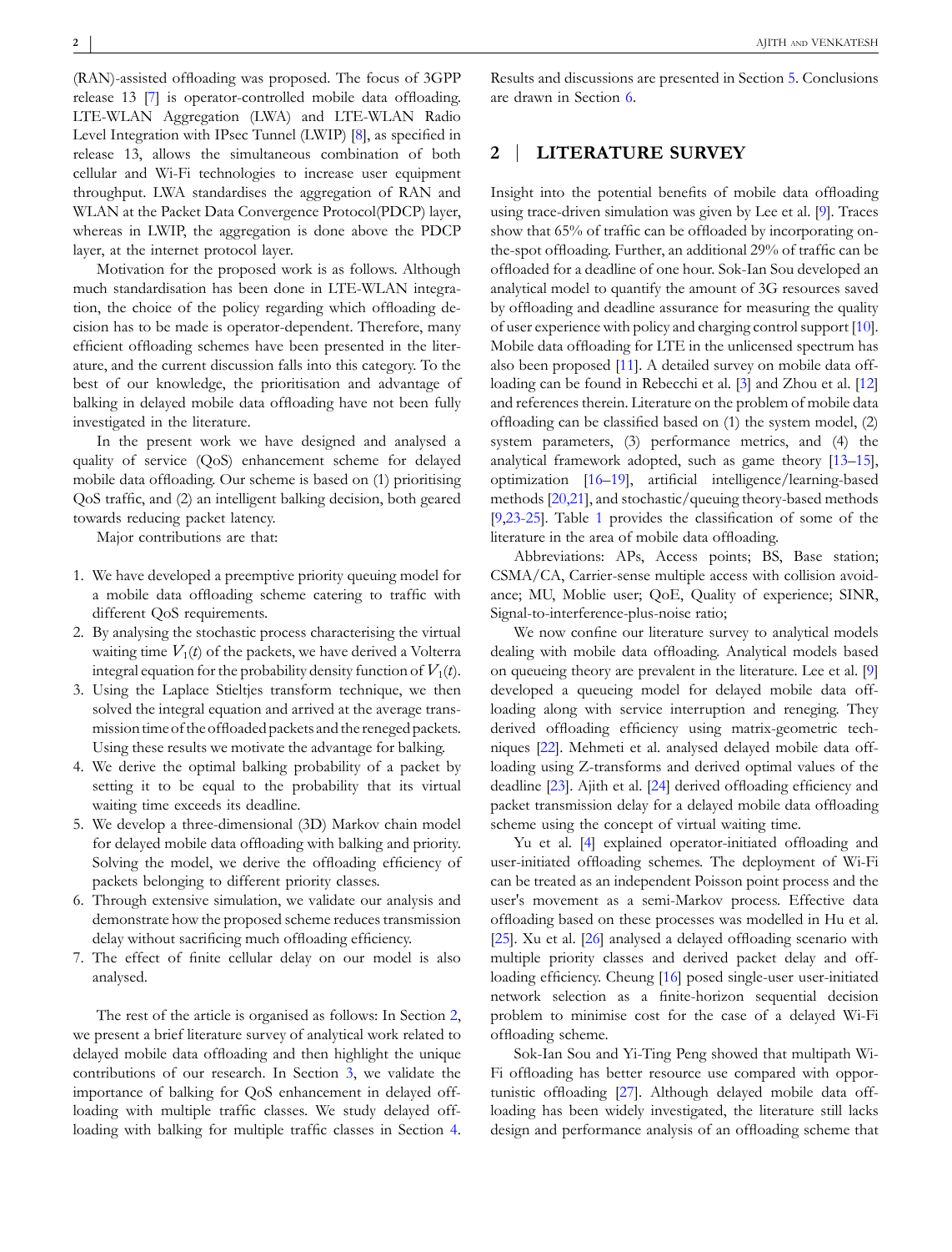(RAN)-assisted offloading was proposed. The focus of 3GPP release 13 [7] is operator-controlled mobile data offloading. LTE-WLAN Aggregation (LWA) and LTE-WLAN Radio Level Integration with IPsec Tunnel (LWIP) [8], as specified in release 13, allows the simultaneous combination of both cellular and Wi-Fi technologies to increase user equipment throughput. LWA standardises the aggregation of RAN and WLAN at the Packet Data Convergence Protocol(PDCP) layer, whereas in LWIP, the aggregation is done above the PDCP layer, at the internet protocol layer.

Motivation for the proposed work is as follows. Although much standardisation has been done in LTE-WLAN integration, the choice of the policy regarding which offloading decision has to be made is operator-dependent. Therefore, many efficient offloading schemes have been presented in the literature, and the current discussion falls into this category. To the best of our knowledge, the prioritisation and advantage of balking in delayed mobile data offloading have not been fully investigated in the literature.

In the present work we have designed and analysed a quality of service (QoS) enhancement scheme for delayed mobile data offloading. Our scheme is based on (1) prioritising QoS traffic, and (2) an intelligent balking decision, both geared towards reducing packet latency.

Major contributions are that:

1. We have developed a preemptive priority queuing model for a mobile data offloading scheme catering to traffic with different QoS requirements.
2. By analysing the stochastic process characterising the virtual waiting time $V_1(t)$ of the packets, we have derived a Volterra integral equation for the probability density function of $V_1(t)$.
3. Using the Laplace Stieltjes transform technique, we then solved the integral equation and arrived at the average transmission time of the offloaded packets and the reneged packets. Using these results we motivate the advantage for balking.
4. We derive the optimal balking probability of a packet by setting it to be equal to the probability that its virtual waiting time exceeds its deadline.
5. We develop a three-dimensional (3D) Markov chain model for delayed mobile data offloading with balking and priority. Solving the model, we derive the offloading efficiency of packets belonging to different priority classes.
6. Through extensive simulation, we validate our analysis and demonstrate how the proposed scheme reduces transmission delay without sacrificing much offloading efficiency.
7. The effect of finite cellular delay on our model is also analysed.

The rest of the article is organised as follows: In Section 2, we present a brief literature survey of analytical work related to delayed mobile data offloading and then highlight the unique contributions of our research. In Section 3, we validate the importance of balking for QoS enhancement in delayed offloading with multiple traffic classes. We study delayed offloading with balking for multiple traffic classes in Section 4. Results and discussions are presented in Section 5. Conclusions are drawn in Section 6.

## 2 | LITERATURE SURVEY

Insight into the potential benefits of mobile data offloading using trace-driven simulation was given by Lee et al. [9]. Traces show that 65% of traffic can be offloaded by incorporating on-the-spot offloading. Further, an additional 29% of traffic can be offloaded for a deadline of one hour. Sok-Ian Sou developed an analytical model to quantify the amount of 3G resources saved by offloading and deadline assurance for measuring the quality of user experience with policy and charging control support [10]. Mobile data offloading for LTE in the unlicensed spectrum has also been proposed [11]. A detailed survey on mobile data offloading can be found in Rebecchi et al. [3] and Zhou et al. [12] and references therein. Literature on the problem of mobile data offloading can be classified based on (1) the system model, (2) system parameters, (3) performance metrics, and (4) the analytical framework adopted, such as game theory [13–15], optimization [16–19], artificial intelligence/learning-based methods [20,21], and stochastic/queuing theory-based methods [9,23-25]. Table 1 provides the classification of some of the literature in the area of mobile data offloading.

Abbreviations: APs, Access points; BS, Base station; CSMA/CA, Carrier-sense multiple access with collision avoidance; MU, Moblie user; QoE, Quality of experience; SINR, Signal-to-interference-plus-noise ratio;

We now confine our literature survey to analytical models dealing with mobile data offloading. Analytical models based on queueing theory are prevalent in the literature. Lee et al. [9] developed a queueing model for delayed mobile data offloading along with service interruption and reneging. They derived offloading efficiency using matrix-geometric techniques [22]. Mehmeti et al. analysed delayed mobile data offloading using Z-transforms and derived optimal values of the deadline [23]. Ajith et al. [24] derived offloading efficiency and packet transmission delay for a delayed mobile data offloading scheme using the concept of virtual waiting time.

Yu et al. [4] explained operator-initiated offloading and user-initiated offloading schemes. The deployment of Wi-Fi can be treated as an independent Poisson point process and the user's movement as a semi-Markov process. Effective data offloading based on these processes was modelled in Hu et al. [25]. Xu et al. [26] analysed a delayed offloading scenario with multiple priority classes and derived packet delay and offloading efficiency. Cheung [16] posed single-user user-initiated network selection as a finite-horizon sequential decision problem to minimise cost for the case of a delayed Wi-Fi offloading scheme.

Sok-Ian Sou and Yi-Ting Peng showed that multipath Wi-Fi offloading has better resource use compared with opportunistic offloading [27]. Although delayed mobile data offloading has been widely investigated, the literature still lacks design and performance analysis of an offloading scheme that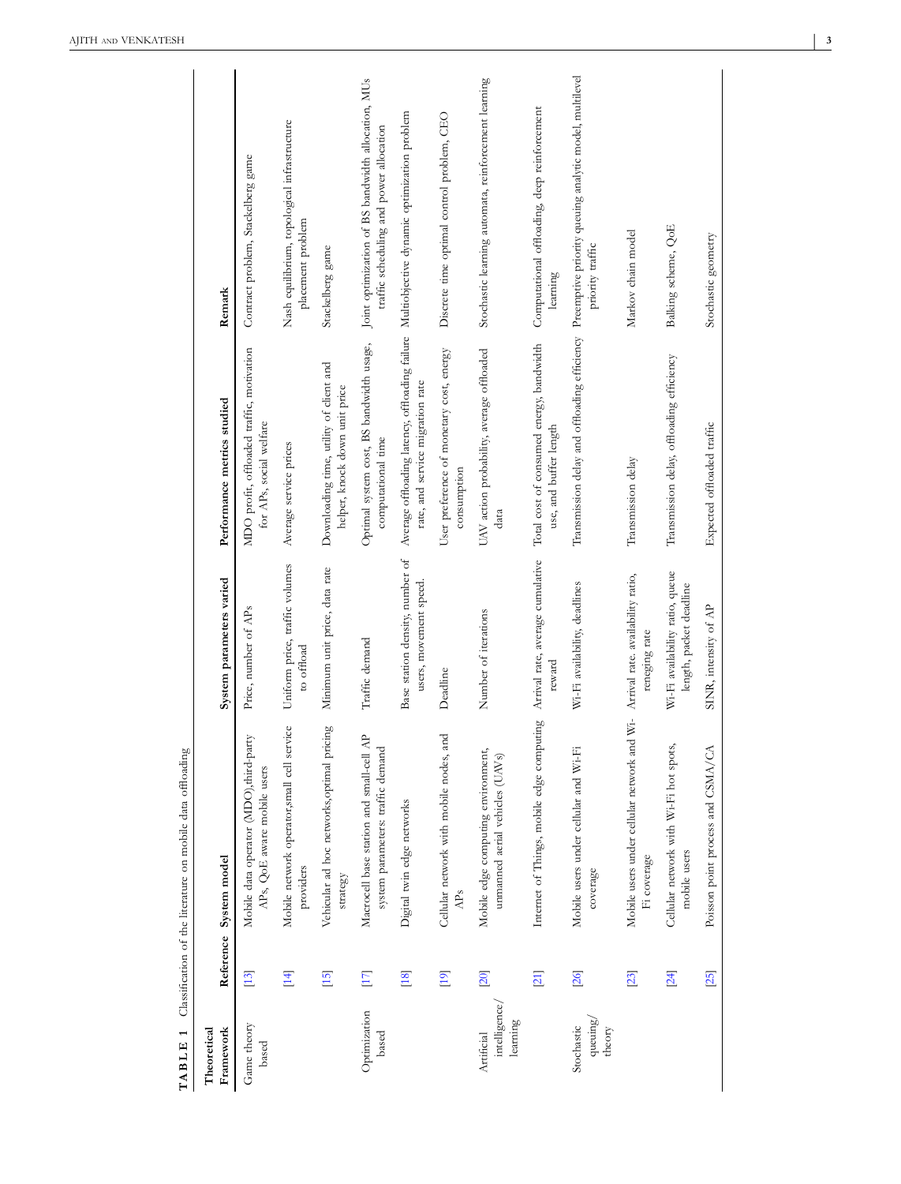**TABLE 1** Classification of the literature on mobile data offloading

| Theoretical Framework | Reference | System model | System parameters varied | Performance metrics studied | Remark |
|---|---|---|---|---|---|
| Game theory based | [13] | Mobile data operator (MDO),third-party APs, QoE aware mobile users | Price, number of APs | MDO profit, offloaded traffic, motivation for APs, social welfare | Contract problem, Stackelberg game |
| | [14] | Mobile network operator,small cell service providers | Uniform price, traffic volumes to offload | Average service prices | Nash equilibrium, topological infrastructure placement problem |
| | [15] | Vehicular ad hoc networks,optimal pricing strategy | Minimum unit price, data rate | Downloading time, utility of client and helper, knock down unit price | Stackelberg game |
| Optimization based | [17] | Macrocell base station and small-cell AP system parameters: traffic demand | Traffic demand | Optimal system cost, BS bandwidth usage, computational time | Joint optimization of BS bandwidth allocation, MUs traffic scheduling and power allocation |
| | [18] | Digital twin edge networks | Base station density, number of users, movement speed. | Average offloading latency, offloading failure rate, and service migration rate | Multiobjective dynamic optimization problem |
| | [19] | Cellular network with mobile nodes, and APs | Deadline | User preference of monetary cost, energy consumption | Discrete time optimal control problem, CEO |
| Artificial intelligence/learning | [20] | Mobile edge computing environment, unmanned aerial vehicles (UAVs) | Number of iterations | UAV action probability, average offloaded data | Stochastic learning automata, reinforcement learning |
| | [21] | Internet of Things, mobile edge computing | Arrival rate, average cumulative reward | Total cost of consumed energy, bandwidth use, and buffer length | Computational offloading, deep reinforcement learning |
| Stochastic queuing/theory | [26] | Mobile users under cellular and Wi-Fi coverage | Wi-Fi availability, deadlines | Transmission delay and offloading efficiency | Preemptive priority queuing analytic model, multilevel priority traffic |
| | [23] | Mobile users under cellular network and Wi-Fi coverage | Arrival rate. availability ratio, reneging rate | Transmission delay | Markov chain model |
| | [24] | Cellular network with Wi-Fi hot spots, mobile users | Wi-Fi availability ratio, queue length, packet deadline | Transmission delay, offloading efficiency | Balking scheme, QoE |
| | [25] | Poisson point process and CSMA/CA | SINR, intensity of AP | Expected offloaded traffic | Stochastic geometry |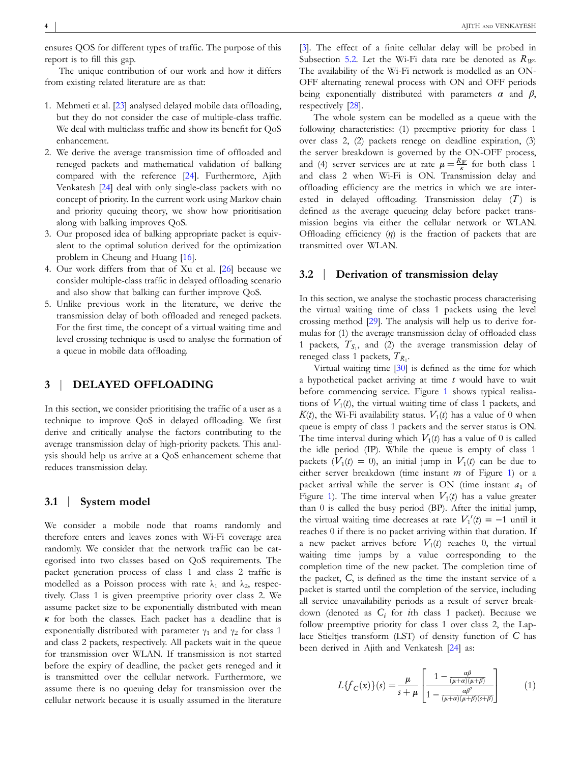ensures QOS for different types of traffic. The purpose of this report is to fill this gap.

The unique contribution of our work and how it differs from existing related literature are as that:

1. Mehmeti et al. [23] analysed delayed mobile data offloading, but they do not consider the case of multiple-class traffic. We deal with multiclass traffic and show its benefit for QoS enhancement.
2. We derive the average transmission time of offloaded and reneged packets and mathematical validation of balking compared with the reference [24]. Furthermore, Ajith Venkatesh [24] deal with only single-class packets with no concept of priority. In the current work using Markov chain and priority queuing theory, we show how prioritisation along with balking improves QoS.
3. Our proposed idea of balking appropriate packet is equivalent to the optimal solution derived for the optimization problem in Cheung and Huang [16].
4. Our work differs from that of Xu et al. [26] because we consider multiple-class traffic in delayed offloading scenario and also show that balking can further improve QoS.
5. Unlike previous work in the literature, we derive the transmission delay of both offloaded and reneged packets. For the first time, the concept of a virtual waiting time and level crossing technique is used to analyse the formation of a queue in mobile data offloading.

## 3 | DELAYED OFFLOADING

In this section, we consider prioritising the traffic of a user as a technique to improve QoS in delayed offloading. We first derive and critically analyse the factors contributing to the average transmission delay of high-priority packets. This analysis should help us arrive at a QoS enhancement scheme that reduces transmission delay.

### 3.1 | System model

We consider a mobile node that roams randomly and therefore enters and leaves zones with Wi-Fi coverage area randomly. We consider that the network traffic can be categorised into two classes based on QoS requirements. The packet generation process of class 1 and class 2 traffic is modelled as a Poisson process with rate $\lambda_1$ and $\lambda_2$, respectively. Class 1 is given preemptive priority over class 2. We assume packet size to be exponentially distributed with mean $\kappa$ for both the classes. Each packet has a deadline that is exponentially distributed with parameter $\gamma_1$ and $\gamma_2$ for class 1 and class 2 packets, respectively. All packets wait in the queue for transmission over WLAN. If transmission is not started before the expiry of deadline, the packet gets reneged and it is transmitted over the cellular network. Furthermore, we assume there is no queuing delay for transmission over the cellular network because it is usually assumed in the literature [3]. The effect of a finite cellular delay will be probed in Subsection 5.2. Let the Wi-Fi data rate be denoted as $R_W$. The availability of the Wi-Fi network is modelled as an ON-OFF alternating renewal process with ON and OFF periods being exponentially distributed with parameters $\alpha$ and $\beta$, respectively [28].

The whole system can be modelled as a queue with the following characteristics: (1) preemptive priority for class 1 over class 2, (2) packets renege on deadline expiration, (3) the server breakdown is governed by the ON-OFF process, and (4) server services are at rate $\mu = \frac{R_W}{\kappa}$ for both class 1 and class 2 when Wi-Fi is ON. Transmission delay and offloading efficiency are the metrics in which we are interested in delayed offloading. Transmission delay ($T$) is defined as the average queueing delay before packet transmission begins via either the cellular network or WLAN. Offloading efficiency ($\eta$) is the fraction of packets that are transmitted over WLAN.

### 3.2 | Derivation of transmission delay

In this section, we analyse the stochastic process characterising the virtual waiting time of class 1 packets using the level crossing method [29]. The analysis will help us to derive formulas for (1) the average transmission delay of offloaded class 1 packets, $T_{S_1}$, and (2) the average transmission delay of reneged class 1 packets, $T_{R_1}$.

Virtual waiting time [30] is defined as the time for which a hypothetical packet arriving at time $t$ would have to wait before commencing service. Figure 1 shows typical realisations of $V_1(t)$, the virtual waiting time of class 1 packets, and $K(t)$, the Wi-Fi availability status. $V_1(t)$ has a value of 0 when queue is empty of class 1 packets and the server status is ON. The time interval during which $V_1(t)$ has a value of 0 is called the idle period (IP). While the queue is empty of class 1 packets ($V_1(t) = 0$), an initial jump in $V_1(t)$ can be due to either server breakdown (time instant $m$ of Figure 1) or a packet arrival while the server is ON (time instant $a_1$ of Figure 1). The time interval when $V_1(t)$ has a value greater than 0 is called the busy period (BP). After the initial jump, the virtual waiting time decreases at rate $V_1'(t) = -1$ until it reaches 0 if there is no packet arriving within that duration. If a new packet arrives before $V_1(t)$ reaches 0, the virtual waiting time jumps by a value corresponding to the completion time of the new packet. The completion time of the packet, $C$, is defined as the time the instant service of a packet is started until the completion of the service, including all service unavailability periods as a result of server breakdown (denoted as $C_i$ for $i$th class 1 packet). Because we follow preemptive priority for class 1 over class 2, the Laplace Stieltjes transform (LST) of density function of $C$ has been derived in Ajith and Venkatesh [24] as:

$$L\{f_C(x)\}(s) = \frac{\mu}{s+\mu}\left[\frac{1 - \frac{\alpha\beta}{(\mu+\alpha)(\mu+\beta)}}{1 - \frac{\alpha\beta^2}{(\mu+\alpha)(\mu+\beta)(s+\beta)}}\right] \tag{1}$$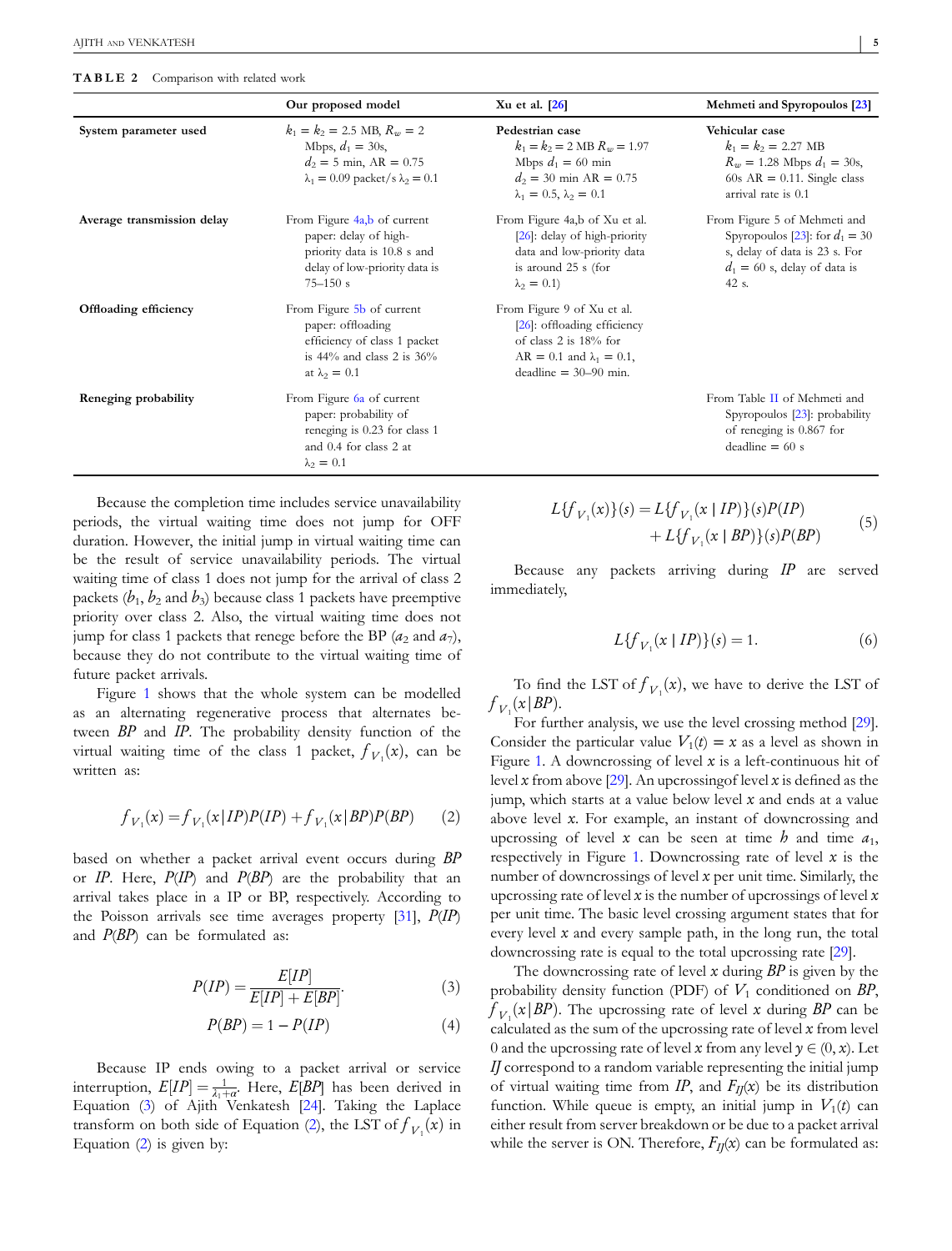**TABLE 2** Comparison with related work

| | Our proposed model | Xu et al. [26] | Mehmeti and Spyropoulos [23] |
|---|---|---|---|
| **System parameter used** | $k_1 = k_2 = 2.5$ MB, $R_w = 2$ Mbps, $d_1 = 30$s, $d_2 = 5$ min, AR = 0.75 $\lambda_1 = 0.09$ packet/s $\lambda_2 = 0.1$ | **Pedestrian case** $k_1 = k_2 = 2$ MB $R_w = 1.97$ Mbps $d_1 = 60$ min $d_2 = 30$ min AR = 0.75 $\lambda_1 = 0.5$, $\lambda_2 = 0.1$ | **Vehicular case** $k_1 = k_2 = 2.27$ MB $R_w = 1.28$ Mbps $d_1 = 30$s, 60s AR = 0.11. Single class arrival rate is 0.1 |
| **Average transmission delay** | From Figure 4a,b of current paper: delay of high-priority data is 10.8 s and delay of low-priority data is 75–150 s | From Figure 4a,b of Xu et al. [26]: delay of high-priority data and low-priority data is around 25 s (for $\lambda_2 = 0.1$) | From Figure 5 of Mehmeti and Spyropoulos [23]: for $d_1 = 30$ s, delay of data is 23 s. For $d_1 = 60$ s, delay of data is 42 s. |
| **Offloading efficiency** | From Figure 5b of current paper: offloading efficiency of class 1 packet is 44% and class 2 is 36% at $\lambda_2 = 0.1$ | From Figure 9 of Xu et al. [26]: offloading efficiency of class 2 is 18% for AR = 0.1 and $\lambda_1 = 0.1$, deadline = 30–90 min. | |
| **Reneging probability** | From Figure 6a of current paper: probability of reneging is 0.23 for class 1 and 0.4 for class 2 at $\lambda_2 = 0.1$ | | From Table II of Mehmeti and Spyropoulos [23]: probability of reneging is 0.867 for deadline = 60 s |

Because the completion time includes service unavailability periods, the virtual waiting time does not jump for OFF duration. However, the initial jump in virtual waiting time can be the result of service unavailability periods. The virtual waiting time of class 1 does not jump for the arrival of class 2 packets ($b_1$, $b_2$ and $b_3$) because class 1 packets have preemptive priority over class 2. Also, the virtual waiting time does not jump for class 1 packets that renege before the BP ($a_2$ and $a_7$), because they do not contribute to the virtual waiting time of future packet arrivals.

Figure 1 shows that the whole system can be modelled as an alternating regenerative process that alternates between $BP$ and $IP$. The probability density function of the virtual waiting time of the class 1 packet, $f_{V_1}(x)$, can be written as:

$$f_{V_1}(x) = f_{V_1}(x|IP)P(IP) + f_{V_1}(x|BP)P(BP) \tag{2}$$

based on whether a packet arrival event occurs during $BP$ or $IP$. Here, $P(IP)$ and $P(BP)$ are the probability that an arrival takes place in a IP or BP, respectively. According to the Poisson arrivals see time averages property [31], $P(IP)$ and $P(BP)$ can be formulated as:

$$P(IP) = \frac{E[IP]}{E[IP] + E[BP]}. \tag{3}$$

$$P(BP) = 1 - P(IP) \tag{4}$$

Because IP ends owing to a packet arrival or service interruption, $E[IP] = \frac{1}{\lambda_1 + \alpha}$. Here, $E[BP]$ has been derived in Equation (3) of Ajith Venkatesh [24]. Taking the Laplace transform on both side of Equation (2), the LST of $f_{V_1}(x)$ in Equation (2) is given by:

$$L\{f_{V_1}(x)\}(s) = L\{f_{V_1}(x \mid IP)\}(s)P(IP) + L\{f_{V_1}(x \mid BP)\}(s)P(BP) \tag{5}$$

Because any packets arriving during $IP$ are served immediately,

$$L\{f_{V_1}(x \mid IP)\}(s) = 1. \tag{6}$$

To find the LST of $f_{V_1}(x)$, we have to derive the LST of $f_{V_1}(x|BP)$.

For further analysis, we use the level crossing method [29]. Consider the particular value $V_1(t) = x$ as a level as shown in Figure 1. A downcrossing of level $x$ is a left-continuous hit of level $x$ from above [29]. An upcrossingof level $x$ is defined as the jump, which starts at a value below level $x$ and ends at a value above level $x$. For example, an instant of downcrossing and upcrossing of level $x$ can be seen at time $h$ and time $a_1$, respectively in Figure 1. Downcrossing rate of level $x$ is the number of downcrossings of level $x$ per unit time. Similarly, the upcrossing rate of level $x$ is the number of upcrossings of level $x$ per unit time. The basic level crossing argument states that for every level $x$ and every sample path, in the long run, the total downcrossing rate is equal to the total upcrossing rate [29].

The downcrossing rate of level $x$ during $BP$ is given by the probability density function (PDF) of $V_1$ conditioned on $BP$, $f_{V_1}(x|BP)$. The upcrossing rate of level $x$ during $BP$ can be calculated as the sum of the upcrossing rate of level $x$ from level 0 and the upcrossing rate of level $x$ from any level $y \in (0, x)$. Let $IJ$ correspond to a random variable representing the initial jump of virtual waiting time from $IP$, and $F_{IJ}(x)$ be its distribution function. While queue is empty, an initial jump in $V_1(t)$ can either result from server breakdown or be due to a packet arrival while the server is ON. Therefore, $F_{IJ}(x)$ can be formulated as: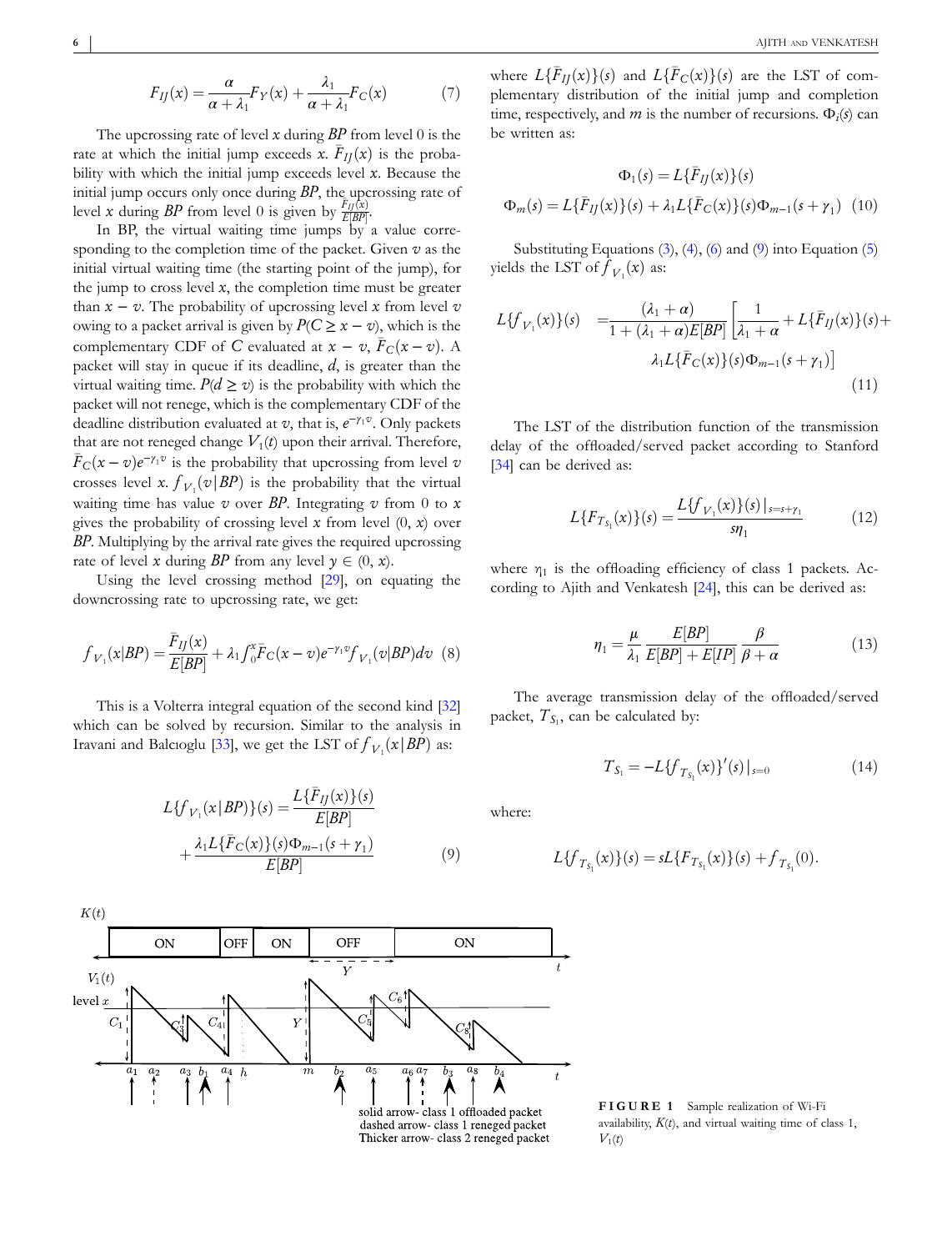$$F_{IJ}(x) = \frac{\alpha}{\alpha + \lambda_1} F_Y(x) + \frac{\lambda_1}{\alpha + \lambda_1} F_C(x) \tag{7}$$

The upcrossing rate of level $x$ during $BP$ from level 0 is the rate at which the initial jump exceeds $x$. $\bar{F}_{IJ}(x)$ is the probability with which the initial jump exceeds level $x$. Because the initial jump occurs only once during $BP$, the upcrossing rate of level $x$ during $BP$ from level 0 is given by $\frac{\bar{F}_{IJ}(x)}{E[BP]}$.

In BP, the virtual waiting time jumps by a value corresponding to the completion time of the packet. Given $v$ as the initial virtual waiting time (the starting point of the jump), for the jump to cross level $x$, the completion time must be greater than $x - v$. The probability of upcrossing level $x$ from level $v$ owing to a packet arrival is given by $P(C \geq x - v)$, which is the complementary CDF of $C$ evaluated at $x - v$, $\bar{F}_C(x - v)$. A packet will stay in queue if its deadline, $d$, is greater than the virtual waiting time. $P(d \geq v)$ is the probability with which the packet will not renege, which is the complementary CDF of the deadline distribution evaluated at $v$, that is, $e^{-\gamma_1 v}$. Only packets that are not reneged change $V_1(t)$ upon their arrival. Therefore, $\bar{F}_C(x - v)e^{-\gamma_1 v}$ is the probability that upcrossing from level $v$ crosses level $x$. $f_{V_1}(v|BP)$ is the probability that the virtual waiting time has value $v$ over $BP$. Integrating $v$ from 0 to $x$ gives the probability of crossing level $x$ from level $(0, x)$ over $BP$. Multiplying by the arrival rate gives the required upcrossing rate of level $x$ during $BP$ from any level $y \in (0, x)$.

Using the level crossing method [29], on equating the downcrossing rate to upcrossing rate, we get:

$$f_{V_1}(x|BP) = \frac{\bar{F}_{IJ}(x)}{E[BP]} + \lambda_1 \int_0^x \bar{F}_C(x - v)e^{-\gamma_1 v} f_{V_1}(v|BP)dv \tag{8}$$

This is a Volterra integral equation of the second kind [32] which can be solved by recursion. Similar to the analysis in Iravani and Balcıoglu [33], we get the LST of $f_{V_1}(x|BP)$ as:

$$L\{f_{V_1}(x|BP)\}(s) = \frac{L\{\bar{F}_{IJ}(x)\}(s)}{E[BP]} + \frac{\lambda_1 L\{\bar{F}_C(x)\}(s)\Phi_{m-1}(s + \gamma_1)}{E[BP]} \tag{9}$$

where $L\{\bar{F}_{IJ}(x)\}(s)$ and $L\{\bar{F}_C(x)\}(s)$ are the LST of complementary distribution of the initial jump and completion time, respectively, and $m$ is the number of recursions. $\Phi_i(s)$ can be written as:

$$\Phi_1(s) = L\{\bar{F}_{IJ}(x)\}(s)$$
$$\Phi_m(s) = L\{\bar{F}_{IJ}(x)\}(s) + \lambda_1 L\{\bar{F}_C(x)\}(s)\Phi_{m-1}(s + \gamma_1) \tag{10}$$

Substituting Equations (3), (4), (6) and (9) into Equation (5) yields the LST of $f_{V_1}(x)$ as:

$$L\{f_{V_1}(x)\}(s) = \frac{(\lambda_1 + \alpha)}{1 + (\lambda_1 + \alpha)E[BP]} \left[ \frac{1}{\lambda_1 + \alpha} + L\{\bar{F}_{IJ}(x)\}(s) + \lambda_1 L\{\bar{F}_C(x)\}(s)\Phi_{m-1}(s + \gamma_1) \right] \tag{11}$$

The LST of the distribution function of the transmission delay of the offloaded/served packet according to Stanford [34] can be derived as:

$$L\{F_{T_{S_1}}(x)\}(s) = \frac{L\{f_{V_1}(x)\}(s)|_{s=s+\gamma_1}}{s\eta_1} \tag{12}$$

where $\eta_1$ is the offloading efficiency of class 1 packets. According to Ajith and Venkatesh [24], this can be derived as:

$$\eta_1 = \frac{\mu}{\lambda_1} \frac{E[BP]}{E[BP] + E[IP]} \frac{\beta}{\beta + \alpha} \tag{13}$$

The average transmission delay of the offloaded/served packet, $T_{S_1}$, can be calculated by:

$$T_{S_1} = -L\{f_{T_{S_1}}(x)\}'(s)|_{s=0} \tag{14}$$

where:

$$L\{f_{T_{S_1}}(x)\}(s) = sL\{F_{T_{S_1}}(x)\}(s) + f_{T_{S_1}}(0).$$

$K(t)$
ON OFF ON OFF ON
$Y$
$t$
$V_1(t)$
level $x$
$C_1$ $C_3$ $C_4$ $Y$ $C_5$ $C_6$ $C_8$
$a_1$ $a_2$ $a_3$ $b_1$ $a_4$ $h$ $m$ $b_2$ $a_5$ $a_6$ $a_7$ $b_3$ $a_8$ $b_4$ $t$
solid arrow- class 1 offloaded packet
dashed arrow- class 1 reneged packet
Thicker arrow- class 2 reneged packet

**FIGURE 1** Sample realization of Wi-Fi availability, $K(t)$, and virtual waiting time of class 1, $V_1(t)$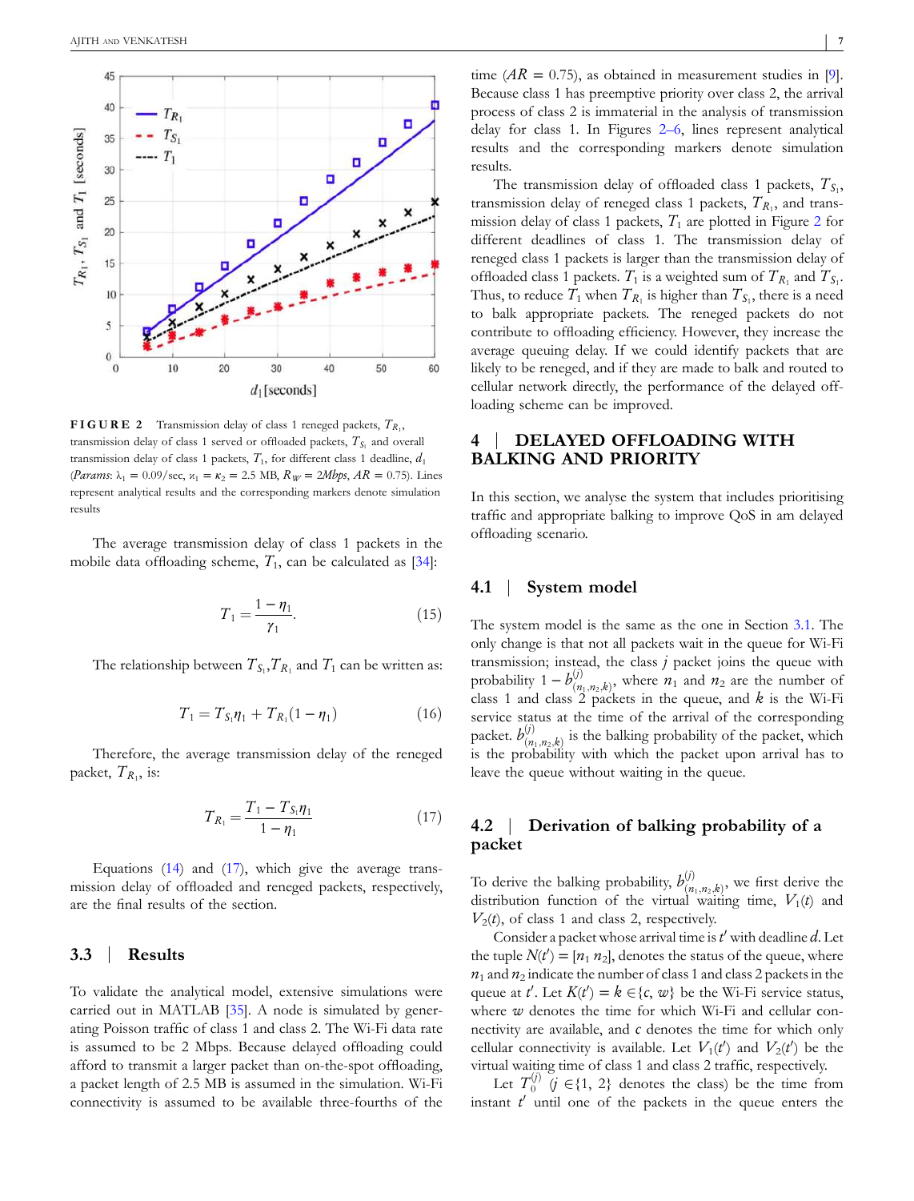$T_{R_1}$

$T_{S_1}$

$T_1$

$T_{R_1}$, $T_{S_1}$ and $T_1$ [seconds]

45
40
35
30
25
20
15
10
5
0

0 10 20 30 40 50 60

$d_1$ [seconds]

**FIGURE 2** Transmission delay of class 1 reneged packets, $T_{R_1}$, transmission delay of class 1 served or offloaded packets, $T_{S_1}$ and overall transmission delay of class 1 packets, $T_1$, for different class 1 deadline, $d_1$ (*Params*: $\lambda_1 = 0.09$/sec, $\varkappa_1 = \varkappa_2 = 2.5$ MB, $R_W = 2Mbps$, $AR = 0.75$). Lines represent analytical results and the corresponding markers denote simulation results

The average transmission delay of class 1 packets in the mobile data offloading scheme, $T_1$, can be calculated as [34]:

$$T_1 = \frac{1-\eta_1}{\gamma_1}. \tag{15}$$

The relationship between $T_{S_1}$,$T_{R_1}$ and $T_1$ can be written as:

$$T_1 = T_{S_1}\eta_1 + T_{R_1}(1-\eta_1) \tag{16}$$

Therefore, the average transmission delay of the reneged packet, $T_{R_1}$, is:

$$T_{R_1} = \frac{T_1 - T_{S_1}\eta_1}{1-\eta_1} \tag{17}$$

Equations (14) and (17), which give the average transmission delay of offloaded and reneged packets, respectively, are the final results of the section.

### 3.3 | Results

To validate the analytical model, extensive simulations were carried out in MATLAB [35]. A node is simulated by generating Poisson traffic of class 1 and class 2. The Wi-Fi data rate is assumed to be 2 Mbps. Because delayed offloading could afford to transmit a larger packet than on-the-spot offloading, a packet length of 2.5 MB is assumed in the simulation. Wi-Fi connectivity is assumed to be available three-fourths of the time ($AR = 0.75$), as obtained in measurement studies in [9]. Because class 1 has preemptive priority over class 2, the arrival process of class 2 is immaterial in the analysis of transmission delay for class 1. In Figures 2–6, lines represent analytical results and the corresponding markers denote simulation results.

The transmission delay of offloaded class 1 packets, $T_{S_1}$, transmission delay of reneged class 1 packets, $T_{R_1}$, and transmission delay of class 1 packets, $T_1$ are plotted in Figure 2 for different deadlines of class 1. The transmission delay of reneged class 1 packets is larger than the transmission delay of offloaded class 1 packets. $T_1$ is a weighted sum of $T_{R_1}$ and $T_{S_1}$. Thus, to reduce $T_1$ when $T_{R_1}$ is higher than $T_{S_1}$, there is a need to balk appropriate packets. The reneged packets do not contribute to offloading efficiency. However, they increase the average queuing delay. If we could identify packets that are likely to be reneged, and if they are made to balk and routed to cellular network directly, the performance of the delayed offloading scheme can be improved.

## 4 | DELAYED OFFLOADING WITH BALKING AND PRIORITY

In this section, we analyse the system that includes prioritising traffic and appropriate balking to improve QoS in am delayed offloading scenario.

### 4.1 | System model

The system model is the same as the one in Section 3.1. The only change is that not all packets wait in the queue for Wi-Fi transmission; instead, the class $j$ packet joins the queue with probability $1 - b^{(j)}_{(n_1,n_2,k)}$, where $n_1$ and $n_2$ are the number of class 1 and class 2 packets in the queue, and $k$ is the Wi-Fi service status at the time of the arrival of the corresponding packet. $b^{(j)}_{(n_1,n_2,k)}$ is the balking probability of the packet, which is the probability with which the packet upon arrival has to leave the queue without waiting in the queue.

### 4.2 | Derivation of balking probability of a packet

To derive the balking probability, $b^{(j)}_{(n_1,n_2,k)}$, we first derive the distribution function of the virtual waiting time, $V_1(t)$ and $V_2(t)$, of class 1 and class 2, respectively.

Consider a packet whose arrival time is $t'$ with deadline $d$. Let the tuple $N(t') = [n_1\ n_2]$, denotes the status of the queue, where $n_1$ and $n_2$ indicate the number of class 1 and class 2 packets in the queue at $t'$. Let $K(t') = k \in \{c, w\}$ be the Wi-Fi service status, where $w$ denotes the time for which Wi-Fi and cellular connectivity are available, and $c$ denotes the time for which only cellular connectivity is available. Let $V_1(t')$ and $V_2(t')$ be the virtual waiting time of class 1 and class 2 traffic, respectively.

Let $T^{(j)}_0$ ($j \in \{1, 2\}$ denotes the class) be the time from instant $t'$ until one of the packets in the queue enters the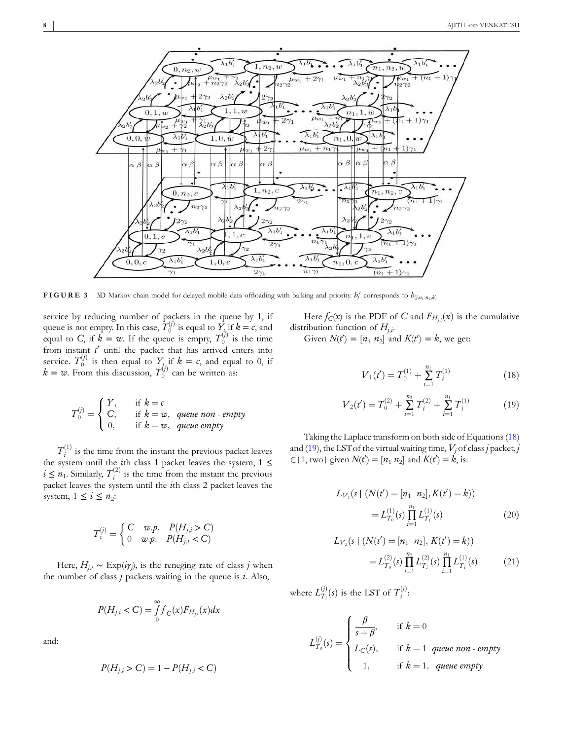FIGURE 3 3D Markov chain model for delayed mobile data offloading with balking and priority. $b_j'$ corresponds to $b_{(j,n_1,n_2,k)}$

service by reducing number of packets in the queue by 1, if queue is not empty. In this case, $T_0^{(j)}$ is equal to $Y$, if $k = c$, and equal to $C$, if $k = w$. If the queue is empty, $T_0^{(j)}$ is the time from instant $t'$ until the packet that has arrived enters into service. $T_0^{(j)}$ is then equal to $Y$, if $k = c$, and equal to 0, if $k = w$. From this discussion, $T_0^{(j)}$ can be written as:

$$T_0^{(j)} = \begin{cases} Y, & \text{if } k = c \\ C, & \text{if } k = w, \ \textit{queue non-empty} \\ 0, & \text{if } k = w, \ \textit{queue empty} \end{cases}$$

$T_i^{(1)}$ is the time from the instant the previous packet leaves the system until the $i$th class 1 packet leaves the system, $1 \leq i \leq n_1$. Similarly, $T_i^{(2)}$ is the time from the instant the previous packet leaves the system until the $i$th class 2 packet leaves the system, $1 \leq i \leq n_2$:

$$T_i^{(j)} = \begin{cases} C & \textit{w.p.} \quad P(H_{j,i} > C) \\ 0 & \textit{w.p.} \quad P(H_{j,i} < C) \end{cases}$$

Here, $H_{j,i} \sim \text{Exp}(i\gamma_j)$, is the reneging rate of class $j$ when the number of class $j$ packets waiting in the queue is $i$. Also,

$$P(H_{j,i} < C) = \int_0^{\infty} f_C(x) F_{H_{j,i}}(x) dx$$

and:

$$P(H_{j,i} > C) = 1 - P(H_{j,i} < C)$$

Here $f_C(x)$ is the PDF of $C$ and $F_{H_{j,i}}(x)$ is the cumulative distribution function of $H_{j,i}$.

Given $N(t') = [n_1 \ n_2]$ and $K(t') = k$, we get:

$$V_1(t') = T_0^{(1)} + \sum_{i=1}^{n_1} T_i^{(1)} \tag{18}$$

$$V_2(t') = T_0^{(2)} + \sum_{i=1}^{n_2} T_i^{(2)} + \sum_{i=1}^{n_1} T_i^{(1)} \tag{19}$$

Taking the Laplace transform on both side of Equations (18) and (19), the LST of the virtual waiting time, $V_j$ of class $j$ packet, $j \in \{1, \text{two}\}$ given $N(t') = [n_1 \ n_2]$ and $K(t') = k$, is:

$$L_{V_1}(s \mid (N(t') = [n_1 \ \ n_2], K(t') = k)) = L_{T_0}^{(1)}(s) \prod_{i=1}^{n_1} L_{T_i}^{(1)}(s) \tag{20}$$

$$L_{V_2}(s \mid (N(t') = [n_1 \ \ n_2], K(t') = k)) = L_{T_0}^{(2)}(s) \prod_{i=1}^{n_2} L_{T_i}^{(2)}(s) \prod_{i=1}^{n_1} L_{T_i}^{(1)}(s) \tag{21}$$

where $L_{T_i}^{(j)}(s)$ is the LST of $T_i^{(j)}$:

$$L_{T_0}^{(j)}(s) = \begin{cases} \dfrac{\beta}{s+\beta}, & \text{if } k = 0 \\ L_C(s), & \text{if } k = 1 \ \textit{queue non-empty} \\ 1, & \text{if } k = 1, \ \textit{queue empty} \end{cases}$$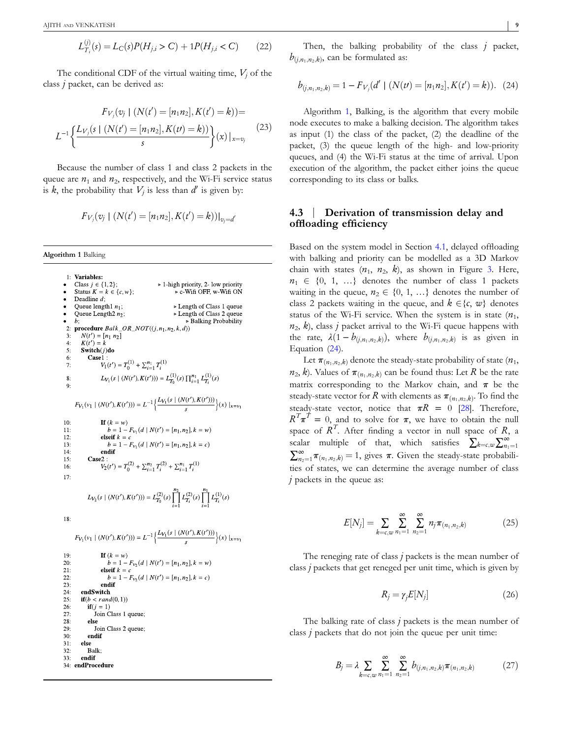$$L_{T_i}^{(j)}(s) = L_C(s)P(H_{j,i} > C) + 1P(H_{j,i} < C) \tag{22}$$

The conditional CDF of the virtual waiting time, $V_j$ of the class $j$ packet, can be derived as:

$$F_{V_j}(v_j \mid (N(t') = [n_1 n_2], K(t') = k)) = L^{-1}\left\{\frac{L_{V_j}(s \mid (N(t') = [n_1 n_2], K(t') = k))}{s}\right\}(x)\mid_{x=v_j} \tag{23}$$

Because the number of class 1 and class 2 packets in the queue are $n_1$ and $n_2$, respectively, and the Wi-Fi service status is $k$, the probability that $V_j$ is less than $d'$ is given by:

$$F_{V_j}(v_j \mid (N(t') = [n_1 n_2], K(t') = k))|_{v_j = d'}$$

**Algorithm 1** Balking

```
1: Variables:
•  Class j ∈ {1, 2};                ▹ 1-high priority, 2- low priority
•  Status K = k ∈ {c, w};           ▹ c-Wifi OFF, w-Wifi ON
•  Deadline d;
•  Queue length1 n1;                ▹ Length of Class 1 queue
•  Queue Length2 n2;                ▹ Length of Class 2 queue
•  b;                               ▹ Balking Probability
2: procedure Balk_OR_NOT((j, n1, n2, k, d))
3:    N(t') = [n1 n2]
4:    K(t') = k
5:    Switch(j)do
6:       Case1 :
7:          V1(t') = T0^(1) + Σ_{i=1}^{n1} Ti^(1)
8:          LV1(s | (N(t'), K(t'))) = L_{T0}^(1)(s) Π_{i=1}^{n1} L_{Ti}^(1)(s)
9:
            FV1(v1 | (N(t'), K(t'))) = L^{-1}{ LV1(s | (N(t'), K(t'))) / s }(x) |_{x=v1}
10:         If (k = w)
11:            b = 1 − FV1(d | N(t') = [n1, n2], k = w)
12:         elseif k = c
13:            b = 1 − FV1(d | N(t') = [n1, n2], k = c)
14:         endif
15:      Case2 :
16:         V2(t') = T0^(2) + Σ_{i=1}^{n2} Ti^(2) + Σ_{i=1}^{n1} Ti^(1)
17:
            LV2(s | (N(t'), K(t'))) = L_{T0}^(2)(s) Π_{i=1}^{n2} L_{Ti}^(2)(s) Π_{i=1}^{n1} L_{Ti}^(1)(s)
18:
            FV1(v1 | (N(t'), K(t'))) = L^{-1}{ LV1(s | (N(t'), K(t'))) / s }(x) |_{x=v1}
19:         If (k = w)
20:            b = 1 − FV2(d | N(t') = [n1, n2], k = w)
21:         elseif k = c
22:            b = 1 − FV2(d | N(t') = [n1, n2], k = c)
23:         endif
24:   endSwitch
25:   if(b < rand(0, 1))
26:      if(j = 1)
27:         Join Class 1 queue;
28:      else
29:         Join Class 2 queue;
30:      endif
31:   else
32:      Balk;
33:   endif
34: endProcedure
```

Then, the balking probability of the class $j$ packet, $b_{(j,n_1,n_2,k)}$, can be formulated as:

$$b_{(j,n_1,n_2,k)} = 1 - F_{V_j}(d' \mid (N(t') = [n_1 n_2], K(t') = k)). \tag{24}$$

Algorithm 1, Balking, is the algorithm that every mobile node executes to make a balking decision. The algorithm takes as input (1) the class of the packet, (2) the deadline of the packet, (3) the queue length of the high- and low-priority queues, and (4) the Wi-Fi status at the time of arrival. Upon execution of the algorithm, the packet either joins the queue corresponding to its class or balks.

## 4.3 | Derivation of transmission delay and offloading efficiency

Based on the system model in Section 4.1, delayed offloading with balking and priority can be modelled as a 3D Markov chain with states ($n_1$, $n_2$, $k$), as shown in Figure 3. Here, $n_1 \in \{0, 1, \ldots\}$ denotes the number of class 1 packets waiting in the queue, $n_2 \in \{0, 1, \ldots\}$ denotes the number of class 2 packets waiting in the queue, and $k \in \{c, w\}$ denotes status of the Wi-Fi service. When the system is in state ($n_1$, $n_2$, $k$), class $j$ packet arrival to the Wi-Fi queue happens with the rate, $\lambda(1 - b_{(j,n_1,n_2,k)})$, where $b_{(j,n_1,n_2,k)}$ is as given in Equation (24).

Let $\pi_{(n_1,n_2,k)}$ denote the steady-state probability of state ($n_1$, $n_2$, $k$). Values of $\pi_{(n_1,n_2,k)}$ can be found thus: Let $R$ be the rate matrix corresponding to the Markov chain, and $\pi$ be the steady-state vector for $R$ with elements as $\pi_{(n_1,n_2,k)}$. To find the steady-state vector, notice that $\pi R = 0$ [28]. Therefore, $R^T \pi^T = 0$, and to solve for $\pi$, we have to obtain the null space of $R^T$. After finding a vector in null space of $R$, a scalar multiple of that, which satisfies $\sum_{k=c,w}\sum_{n_1=1}^{\infty}\sum_{n_2=1}^{\infty}\pi_{(n_1,n_2,k)} = 1$, gives $\pi$. Given the steady-state probabilities of states, we can determine the average number of class $j$ packets in the queue as:

$$E[N_j] = \sum_{k=c,w}\sum_{n_1=1}^{\infty}\sum_{n_2=1}^{\infty} n_j \pi_{(n_1,n_2,k)} \tag{25}$$

The reneging rate of class $j$ packets is the mean number of class $j$ packets that get reneged per unit time, which is given by

$$R_j = \gamma_j E[N_j] \tag{26}$$

The balking rate of class $j$ packets is the mean number of class $j$ packets that do not join the queue per unit time:

$$B_j = \lambda \sum_{k=c,w}\sum_{n_1=1}^{\infty}\sum_{n_2=1}^{\infty} b_{(j,n_1,n_2,k)}\pi_{(n_1,n_2,k)} \tag{27}$$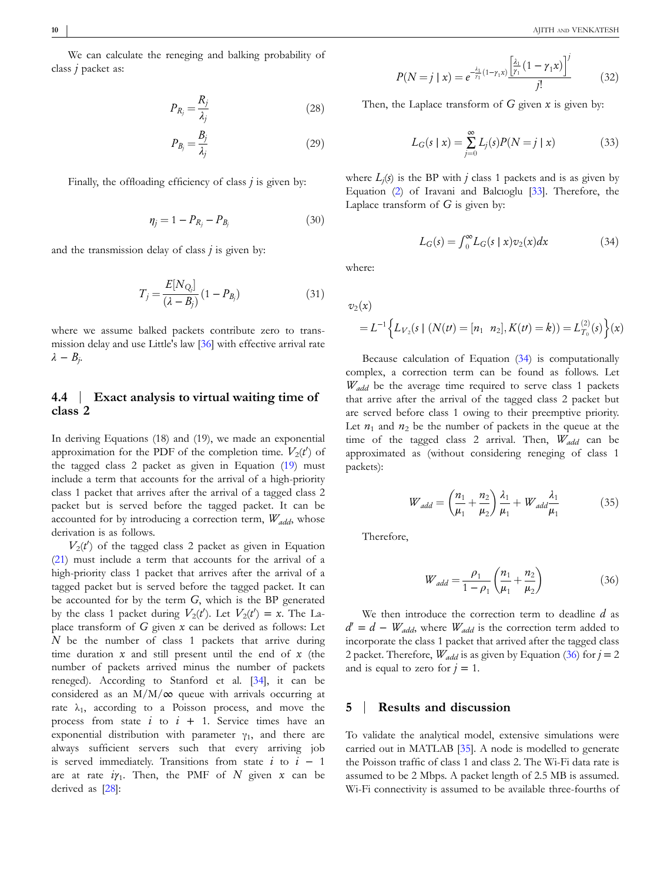We can calculate the reneging and balking probability of class $j$ packet as:

$$P_{R_j} = \frac{R_j}{\lambda_j} \tag{28}$$

$$P_{B_j} = \frac{B_j}{\lambda_j} \tag{29}$$

Finally, the offloading efficiency of class $j$ is given by:

$$\eta_j = 1 - P_{R_j} - P_{B_j} \tag{30}$$

and the transmission delay of class $j$ is given by:

$$T_j = \frac{E[N_{Q_j}]}{(\lambda - B_j)}(1 - P_{B_j}) \tag{31}$$

where we assume balked packets contribute zero to transmission delay and use Little's law [36] with effective arrival rate $\lambda - B_j$.

## 4.4 | Exact analysis to virtual waiting time of class 2

In deriving Equations (18) and (19), we made an exponential approximation for the PDF of the completion time. $V_2(t')$ of the tagged class 2 packet as given in Equation (19) must include a term that accounts for the arrival of a high-priority class 1 packet that arrives after the arrival of a tagged class 2 packet but is served before the tagged packet. It can be accounted for by introducing a correction term, $W_{add}$, whose derivation is as follows.

$V_2(t')$ of the tagged class 2 packet as given in Equation (21) must include a term that accounts for the arrival of a high-priority class 1 packet that arrives after the arrival of a tagged packet but is served before the tagged packet. It can be accounted for by the term $G$, which is the BP generated by the class 1 packet during $V_2(t')$. Let $V_2(t') = x$. The Laplace transform of $G$ given $x$ can be derived as follows: Let $N$ be the number of class 1 packets that arrive during time duration $x$ and still present until the end of $x$ (the number of packets arrived minus the number of packets reneged). According to Stanford et al. [34], it can be considered as an M/M/$\infty$ queue with arrivals occurring at rate $\lambda_1$, according to a Poisson process, and move the process from state $i$ to $i + 1$. Service times have an exponential distribution with parameter $\gamma_1$, and there are always sufficient servers such that every arriving job is served immediately. Transitions from state $i$ to $i - 1$ are at rate $i\gamma_1$. Then, the PMF of $N$ given $x$ can be derived as [28]:

$$P(N = j \mid x) = e^{-\frac{\lambda_1}{\gamma_1}(1-\gamma_1 x)} \frac{\left[\frac{\lambda_1}{\gamma_1}(1-\gamma_1 x)\right]^j}{j!} \tag{32}$$

Then, the Laplace transform of $G$ given $x$ is given by:

$$L_G(s \mid x) = \sum_{j=0}^{\infty} L_j(s) P(N = j \mid x) \tag{33}$$

where $L_j(s)$ is the BP with $j$ class 1 packets and is as given by Equation (2) of Iravani and Balcıoglu [33]. Therefore, the Laplace transform of $G$ is given by:

$$L_G(s) = \int_0^{\infty} L_G(s \mid x) v_2(x) dx \tag{34}$$

where:

$$v_2(x) = L^{-1}\left\{ L_{V_2}(s \mid (N(t') = [n_1 \;\; n_2], K(t') = k)) = L_{T_0}^{(2)}(s) \right\}(x)$$

Because calculation of Equation (34) is computationally complex, a correction term can be found as follows. Let $W_{add}$ be the average time required to serve class 1 packets that arrive after the arrival of the tagged class 2 packet but are served before class 1 owing to their preemptive priority. Let $n_1$ and $n_2$ be the number of packets in the queue at the time of the tagged class 2 arrival. Then, $W_{add}$ can be approximated as (without considering reneging of class 1 packets):

$$W_{add} = \left(\frac{n_1}{\mu_1} + \frac{n_2}{\mu_2}\right)\frac{\lambda_1}{\mu_1} + W_{add}\frac{\lambda_1}{\mu_1} \tag{35}$$

Therefore,

$$W_{add} = \frac{\rho_1}{1-\rho_1}\left(\frac{n_1}{\mu_1} + \frac{n_2}{\mu_2}\right) \tag{36}$$

We then introduce the correction term to deadline $d$ as $d' = d - W_{add}$, where $W_{add}$ is the correction term added to incorporate the class 1 packet that arrived after the tagged class 2 packet. Therefore, $W_{add}$ is as given by Equation (36) for $j = 2$ and is equal to zero for $j = 1$.

# 5 | Results and discussion

To validate the analytical model, extensive simulations were carried out in MATLAB [35]. A node is modelled to generate the Poisson traffic of class 1 and class 2. The Wi-Fi data rate is assumed to be 2 Mbps. A packet length of 2.5 MB is assumed. Wi-Fi connectivity is assumed to be available three-fourths of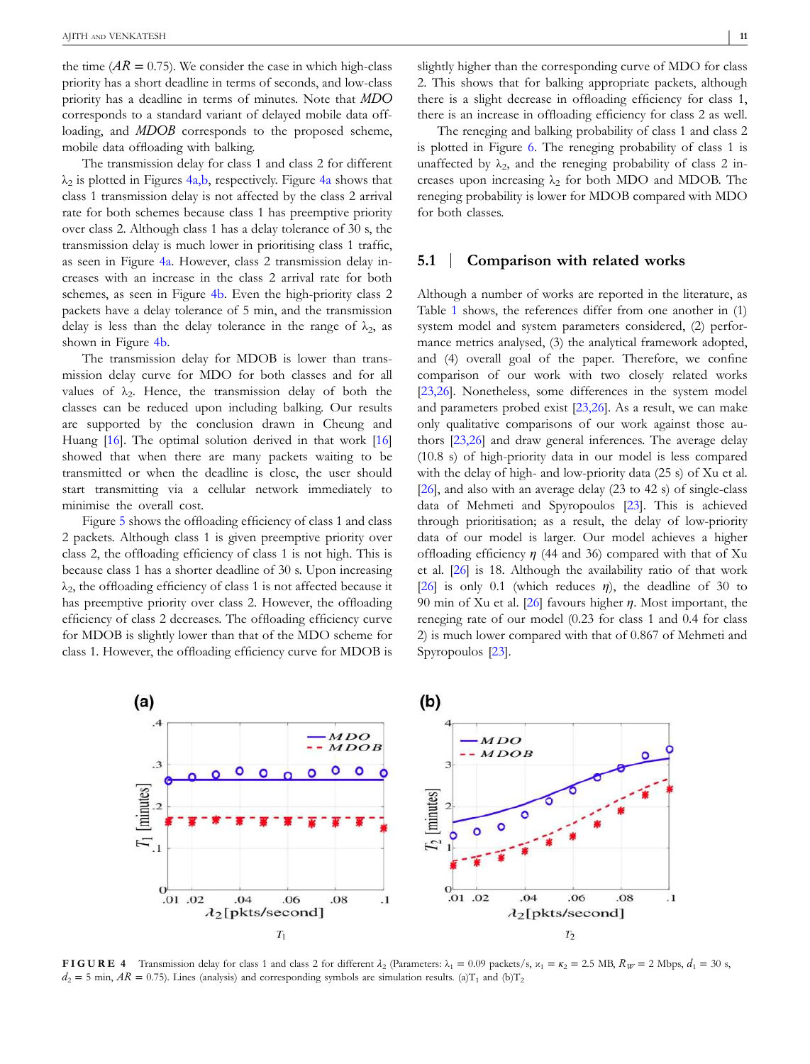the time ($AR = 0.75$). We consider the case in which high-class priority has a short deadline in terms of seconds, and low-class priority has a deadline in terms of minutes. Note that *MDO* corresponds to a standard variant of delayed mobile data offloading, and *MDOB* corresponds to the proposed scheme, mobile data offloading with balking.

The transmission delay for class 1 and class 2 for different $\lambda_2$ is plotted in Figures 4a,b, respectively. Figure 4a shows that class 1 transmission delay is not affected by the class 2 arrival rate for both schemes because class 1 has preemptive priority over class 2. Although class 1 has a delay tolerance of 30 s, the transmission delay is much lower in prioritising class 1 traffic, as seen in Figure 4a. However, class 2 transmission delay increases with an increase in the class 2 arrival rate for both schemes, as seen in Figure 4b. Even the high-priority class 2 packets have a delay tolerance of 5 min, and the transmission delay is less than the delay tolerance in the range of $\lambda_2$, as shown in Figure 4b.

The transmission delay for MDOB is lower than transmission delay curve for MDO for both classes and for all values of $\lambda_2$. Hence, the transmission delay of both the classes can be reduced upon including balking. Our results are supported by the conclusion drawn in Cheung and Huang [16]. The optimal solution derived in that work [16] showed that when there are many packets waiting to be transmitted or when the deadline is close, the user should start transmitting via a cellular network immediately to minimise the overall cost.

Figure 5 shows the offloading efficiency of class 1 and class 2 packets. Although class 1 is given preemptive priority over class 2, the offloading efficiency of class 1 is not high. This is because class 1 has a shorter deadline of 30 s. Upon increasing $\lambda_2$, the offloading efficiency of class 1 is not affected because it has preemptive priority over class 2. However, the offloading efficiency of class 2 decreases. The offloading efficiency curve for MDOB is slightly lower than that of the MDO scheme for class 1. However, the offloading efficiency curve for MDOB is slightly higher than the corresponding curve of MDO for class 2. This shows that for balking appropriate packets, although there is a slight decrease in offloading efficiency for class 1, there is an increase in offloading efficiency for class 2 as well.

The reneging and balking probability of class 1 and class 2 is plotted in Figure 6. The reneging probability of class 1 is unaffected by $\lambda_2$, and the reneging probability of class 2 increases upon increasing $\lambda_2$ for both MDO and MDOB. The reneging probability is lower for MDOB compared with MDO for both classes.

## 5.1 | Comparison with related works

Although a number of works are reported in the literature, as Table 1 shows, the references differ from one another in (1) system model and system parameters considered, (2) performance metrics analysed, (3) the analytical framework adopted, and (4) overall goal of the paper. Therefore, we confine comparison of our work with two closely related works [23,26]. Nonetheless, some differences in the system model and parameters probed exist [23,26]. As a result, we can make only qualitative comparisons of our work against those authors [23,26] and draw general inferences. The average delay (10.8 s) of high-priority data in our model is less compared with the delay of high- and low-priority data (25 s) of Xu et al. [26], and also with an average delay (23 to 42 s) of single-class data of Mehmeti and Spyropoulos [23]. This is achieved through prioritisation; as a result, the delay of low-priority data of our model is larger. Our model achieves a higher offloading efficiency $\eta$ (44 and 36) compared with that of Xu et al. [26] is 18. Although the availability ratio of that work [26] is only 0.1 (which reduces $\eta$), the deadline of 30 to 90 min of Xu et al. [26] favours higher $\eta$. Most important, the reneging rate of our model (0.23 for class 1 and 0.4 for class 2) is much lower compared with that of 0.867 of Mehmeti and Spyropoulos [23].

(a)

.4
.3
.2
.1
0
$T_1$ [minutes]
MDO
MDOB
.01 .02 .04 .06 .08 .1
$\lambda_2$[pkts/second]
$T_1$

(b)

4
3
2
1
0
$T_2$ [minutes]
MDO
MDOB
.01 .02 .04 .06 .08 .1
$\lambda_2$[pkts/second]
$T_2$

**FIGURE 4** Transmission delay for class 1 and class 2 for different $\lambda_2$ (Parameters: $\lambda_1 = 0.09$ packets/s, $\varkappa_1 = \kappa_2 = 2.5$ MB, $R_W = 2$ Mbps, $d_1 = 30$ s, $d_2 = 5$ min, $AR = 0.75$). Lines (analysis) and corresponding symbols are simulation results. (a)$T_1$ and (b)$T_2$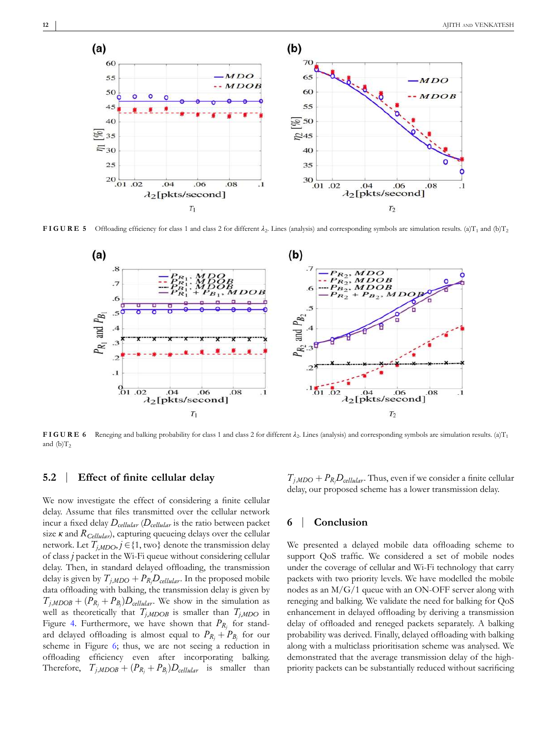(a)

60
55
50
45
40
35
30
25
20

$\eta_1$ [%]

—MDO
- - MDOB

.01 .02 .04 .06 .08 .1

$\lambda_2$[pkts/second]

$T_1$

(b)

70
65
60
55
50
45
40
35
30

$\eta_2$ [%]

—MDO
- - MDOB

.01 .02 .04 .06 .08 .1

$\lambda_2$[pkts/second]

$T_2$

**FIGURE 5** Offloading efficiency for class 1 and class 2 for different $\lambda_2$. Lines (analysis) and corresponding symbols are simulation results. (a)$T_1$ and (b)$T_2$

(a)

.8
.7
.6
.5
.4
.3
.2
.1
0

$P_{R_1}$ and $P_{B_1}$

$P_{R_1}$, MDO
$P_{R_1}$, MDOB
$P_{B_1}$, MDOB
$P_{R_1} + P_{B_1}$, MDOB

.01 .02 .04 .06 .08 .1

$\lambda_2$[pkts/second]

$T_1$

(b)

.7
.6
.5
.4
.3
.2
.1

$P_{R_2}$ and $P_{B_2}$

$P_{R_2}$, MDO
$P_{R_2}$, MDOB
$P_{B_2}$, MDOB
$P_{R_2} + P_{B_2}$, MDOB

.01 .02 .04 .06 .08 .1

$\lambda_2$[pkts/second]

$T_2$

**FIGURE 6** Reneging and balking probability for class 1 and class 2 for different $\lambda_2$. Lines (analysis) and corresponding symbols are simulation results. (a)$T_1$ and (b)$T_2$

## 5.2 | Effect of finite cellular delay

We now investigate the effect of considering a finite cellular delay. Assume that files transmitted over the cellular network incur a fixed delay $D_{cellular}$ ($D_{cellular}$ is the ratio between packet size $\kappa$ and $R_{Cellular}$), capturing queueing delays over the cellular network. Let $T_{j,MDO}, j \in \{1, \text{two}\}$ denote the transmission delay of class $j$ packet in the Wi-Fi queue without considering cellular delay. Then, in standard delayed offloading, the transmission delay is given by $T_{j,MDO} + P_{R_j} D_{cellular}$. In the proposed mobile data offloading with balking, the transmission delay is given by $T_{j,MDOB} + (P_{R_j} + P_{B_j}) D_{cellular}$. We show in the simulation as well as theoretically that $T_{j,MDOB}$ is smaller than $T_{j,MDO}$ in Figure 4. Furthermore, we have shown that $P_{R_j}$ for standard delayed offloading is almost equal to $P_{R_j} + P_{B_j}$ for our scheme in Figure 6; thus, we are not seeing a reduction in offloading efficiency even after incorporating balking. Therefore, $T_{j,MDOB} + (P_{R_j} + P_{B_j}) D_{cellular}$ is smaller than $T_{j,MDO} + P_{R_j} D_{cellular}$. Thus, even if we consider a finite cellular delay, our proposed scheme has a lower transmission delay.

# 6 | Conclusion

We presented a delayed mobile data offloading scheme to support QoS traffic. We considered a set of mobile nodes under the coverage of cellular and Wi-Fi technology that carry packets with two priority levels. We have modelled the mobile nodes as an M/G/1 queue with an ON-OFF server along with reneging and balking. We validate the need for balking for QoS enhancement in delayed offloading by deriving a transmission delay of offloaded and reneged packets separately. A balking probability was derived. Finally, delayed offloading with balking along with a multiclass prioritisation scheme was analysed. We demonstrated that the average transmission delay of the high-priority packets can be substantially reduced without sacrificing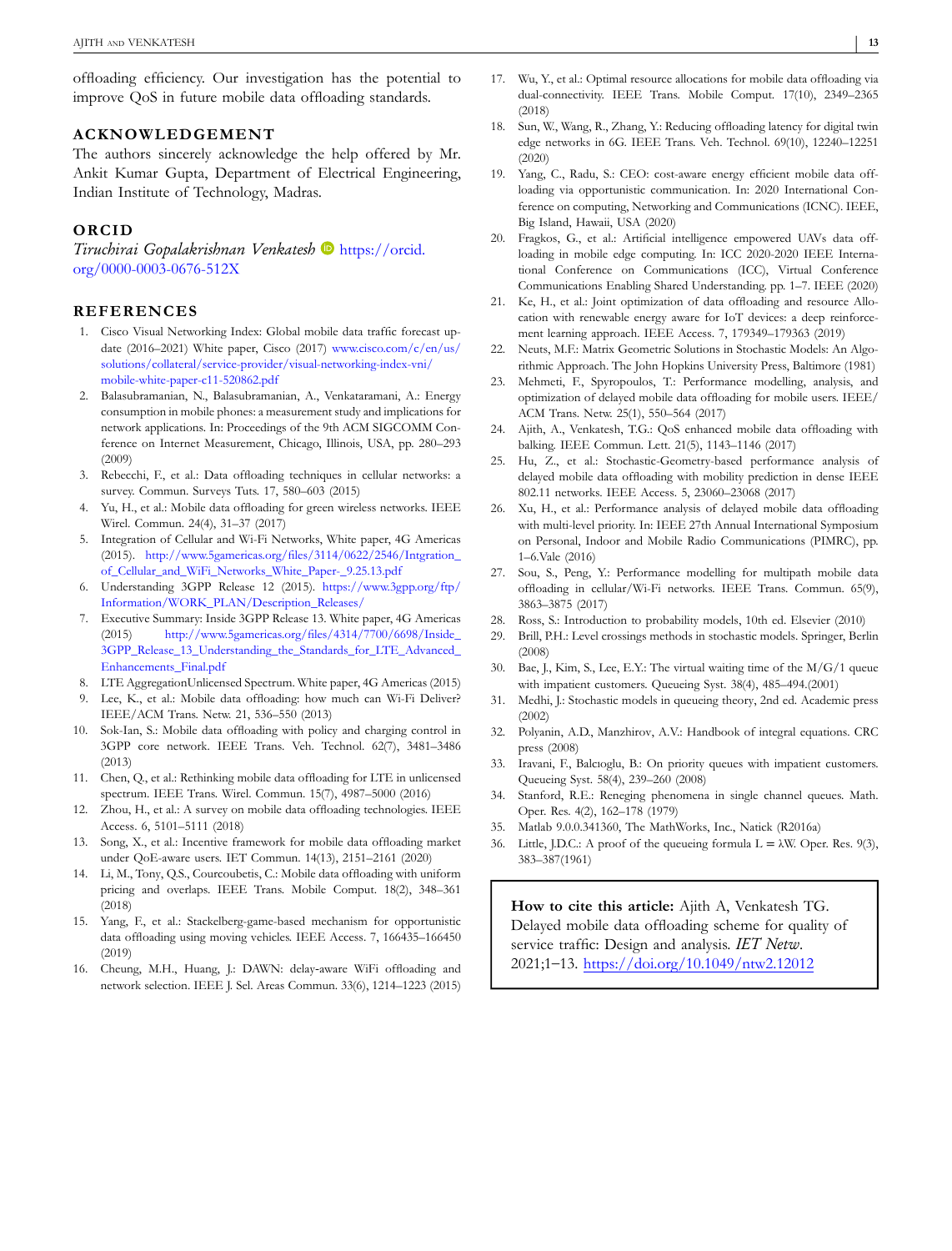offloading efficiency. Our investigation has the potential to improve QoS in future mobile data offloading standards.

## ACKNOWLEDGEMENT

The authors sincerely acknowledge the help offered by Mr. Ankit Kumar Gupta, Department of Electrical Engineering, Indian Institute of Technology, Madras.

## ORCID

*Tiruchirai Gopalakrishnan Venkatesh* https://orcid.org/0000-0003-0676-512X

## REFERENCES

1. Cisco Visual Networking Index: Global mobile data traffic forecast update (2016–2021) White paper, Cisco (2017) www.cisco.com/c/en/us/solutions/collateral/service-provider/visual-networking-index-vni/mobile-white-paper-c11-520862.pdf
2. Balasubramanian, N., Balasubramanian, A., Venkataramani, A.: Energy consumption in mobile phones: a measurement study and implications for network applications. In: Proceedings of the 9th ACM SIGCOMM Conference on Internet Measurement, Chicago, Illinois, USA, pp. 280–293 (2009)
3. Rebecchi, F., et al.: Data offloading techniques in cellular networks: a survey. Commun. Surveys Tuts. 17, 580–603 (2015)
4. Yu, H., et al.: Mobile data offloading for green wireless networks. IEEE Wirel. Commun. 24(4), 31–37 (2017)
5. Integration of Cellular and Wi-Fi Networks, White paper, 4G Americas (2015). http://www.5gamericas.org/files/3114/0622/2546/Intgration_of_Cellular_and_WiFi_Networks_White_Paper-_9.25.13.pdf
6. Understanding 3GPP Release 12 (2015). https://www.3gpp.org/ftp/Information/WORK_PLAN/Description_Releases/
7. Executive Summary: Inside 3GPP Release 13. White paper, 4G Americas (2015) http://www.5gamericas.org/files/4314/7700/6698/Inside_3GPP_Release_13_Understanding_the_Standards_for_LTE_Advanced_Enhancements_Final.pdf
8. LTE AggregationUnlicensed Spectrum. White paper, 4G Americas (2015)
9. Lee, K., et al.: Mobile data offloading: how much can Wi-Fi Deliver? IEEE/ACM Trans. Netw. 21, 536–550 (2013)
10. Sok-Ian, S.: Mobile data offloading with policy and charging control in 3GPP core network. IEEE Trans. Veh. Technol. 62(7), 3481–3486 (2013)
11. Chen, Q., et al.: Rethinking mobile data offloading for LTE in unlicensed spectrum. IEEE Trans. Wirel. Commun. 15(7), 4987–5000 (2016)
12. Zhou, H., et al.: A survey on mobile data offloading technologies. IEEE Access. 6, 5101–5111 (2018)
13. Song, X., et al.: Incentive framework for mobile data offloading market under QoE-aware users. IET Commun. 14(13), 2151–2161 (2020)
14. Li, M., Tony, Q.S., Courcoubetis, C.: Mobile data offloading with uniform pricing and overlaps. IEEE Trans. Mobile Comput. 18(2), 348–361 (2018)
15. Yang, F., et al.: Stackelberg-game-based mechanism for opportunistic data offloading using moving vehicles. IEEE Access. 7, 166435–166450 (2019)
16. Cheung, M.H., Huang, J.: DAWN: delay-aware WiFi offloading and network selection. IEEE J. Sel. Areas Commun. 33(6), 1214–1223 (2015)
17. Wu, Y., et al.: Optimal resource allocations for mobile data offloading via dual-connectivity. IEEE Trans. Mobile Comput. 17(10), 2349–2365 (2018)
18. Sun, W., Wang, R., Zhang, Y.: Reducing offloading latency for digital twin edge networks in 6G. IEEE Trans. Veh. Technol. 69(10), 12240–12251 (2020)
19. Yang, C., Radu, S.: CEO: cost-aware energy efficient mobile data offloading via opportunistic communication. In: 2020 International Conference on computing, Networking and Communications (ICNC). IEEE, Big Island, Hawaii, USA (2020)
20. Fragkos, G., et al.: Artificial intelligence empowered UAVs data offloading in mobile edge computing. In: ICC 2020-2020 IEEE International Conference on Communications (ICC), Virtual Conference Communications Enabling Shared Understanding. pp. 1–7. IEEE (2020)
21. Ke, H., et al.: Joint optimization of data offloading and resource Allocation with renewable energy aware for IoT devices: a deep reinforcement learning approach. IEEE Access. 7, 179349–179363 (2019)
22. Neuts, M.F.: Matrix Geometric Solutions in Stochastic Models: An Algorithmic Approach. The John Hopkins University Press, Baltimore (1981)
23. Mehmeti, F., Spyropoulos, T.: Performance modelling, analysis, and optimization of delayed mobile data offloading for mobile users. IEEE/ACM Trans. Netw. 25(1), 550–564 (2017)
24. Ajith, A., Venkatesh, T.G.: QoS enhanced mobile data offloading with balking. IEEE Commun. Lett. 21(5), 1143–1146 (2017)
25. Hu, Z., et al.: Stochastic-Geometry-based performance analysis of delayed mobile data offloading with mobility prediction in dense IEEE 802.11 networks. IEEE Access. 5, 23060–23068 (2017)
26. Xu, H., et al.: Performance analysis of delayed mobile data offloading with multi-level priority. In: IEEE 27th Annual International Symposium on Personal, Indoor and Mobile Radio Communications (PIMRC), pp. 1–6.Vale (2016)
27. Sou, S., Peng, Y.: Performance modelling for multipath mobile data offloading in cellular/Wi-Fi networks. IEEE Trans. Commun. 65(9), 3863–3875 (2017)
28. Ross, S.: Introduction to probability models, 10th ed. Elsevier (2010)
29. Brill, P.H.: Level crossings methods in stochastic models. Springer, Berlin (2008)
30. Bae, J., Kim, S., Lee, E.Y.: The virtual waiting time of the M/G/1 queue with impatient customers. Queueing Syst. 38(4), 485–494.(2001)
31. Medhi, J.: Stochastic models in queueing theory, 2nd ed. Academic press (2002)
32. Polyanin, A.D., Manzhirov, A.V.: Handbook of integral equations. CRC press (2008)
33. Iravani, F., Balcıoglu, B.: On priority queues with impatient customers. Queueing Syst. 58(4), 239–260 (2008)
34. Stanford, R.E.: Reneging phenomena in single channel queues. Math. Oper. Res. 4(2), 162–178 (1979)
35. Matlab 9.0.0.341360, The MathWorks, Inc., Natick (R2016a)
36. Little, J.D.C.: A proof of the queueing formula $L = \lambda W$. Oper. Res. 9(3), 383–387(1961)

**How to cite this article:** Ajith A, Venkatesh TG. Delayed mobile data offloading scheme for quality of service traffic: Design and analysis. *IET Netw*. 2021;1–13. https://doi.org/10.1049/ntw2.12012